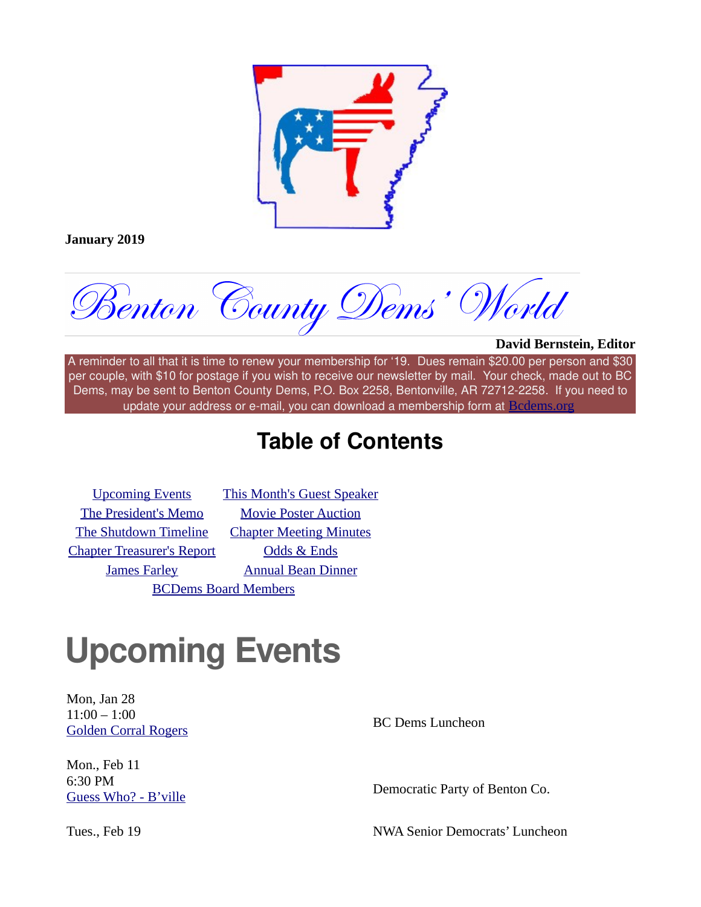**January 2019**

# Benton County Dems' World

**David Bernstein, Editor**

A reminder to all that it is time to renew your membership for '19. Dues remain $20.00 per person and $30 per couple, with $10 for postage if you wish to receive our newsletter by mail. Your check, made out to BC Dems, may be sent to Benton County Dems, P.O. Box 2258, Bentonville, AR 72712-2258. If you need to update your address or e-mail, you can download a membership form at Bcdems.org

## Table of Contents

| | |
|---|---|
| Upcoming Events | This Month's Guest Speaker |
| The President's Memo | Movie Poster Auction |
| The Shutdown Timeline | Chapter Meeting Minutes |
| Chapter Treasurer's Report | Odds & Ends |
| James Farley | Annual Bean Dinner |
| BCDems Board Members | |

# Upcoming Events

| | |
|---|---|
| Mon, Jan 28<br>11:00 – 1:00<br>Golden Corral Rogers | BC Dems Luncheon |
| Mon., Feb 11<br>6:30 PM<br>Guess Who? - B'ville | Democratic Party of Benton Co. |
| Tues., Feb 19 | NWA Senior Democrats' Luncheon |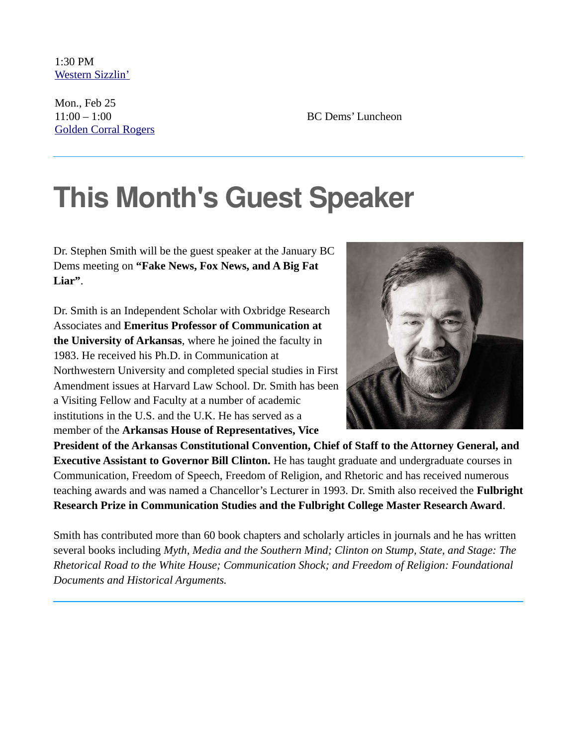1:30 PM
[Western Sizzlin’](#)

Mon., Feb 25
11:00 – 1:00
[Golden Corral Rogers](#)

BC Dems’ Luncheon

---

# This Month's Guest Speaker

Dr. Stephen Smith will be the guest speaker at the January BC Dems meeting on **“Fake News, Fox News, and A Big Fat Liar”**.

Dr. Smith is an Independent Scholar with Oxbridge Research Associates and **Emeritus Professor of Communication at the University of Arkansas**, where he joined the faculty in 1983. He received his Ph.D. in Communication at Northwestern University and completed special studies in First Amendment issues at Harvard Law School. Dr. Smith has been a Visiting Fellow and Faculty at a number of academic institutions in the U.S. and the U.K. He has served as a member of the **Arkansas House of Representatives, Vice President of the Arkansas Constitutional Convention, Chief of Staff to the Attorney General, and Executive Assistant to Governor Bill Clinton.** He has taught graduate and undergraduate courses in Communication, Freedom of Speech, Freedom of Religion, and Rhetoric and has received numerous teaching awards and was named a Chancellor’s Lecturer in 1993. Dr. Smith also received the **Fulbright Research Prize in Communication Studies and the Fulbright College Master Research Award**.

Smith has contributed more than 60 book chapters and scholarly articles in journals and he has written several books including *Myth, Media and the Southern Mind; Clinton on Stump, State, and Stage: The Rhetorical Road to the White House; Communication Shock; and Freedom of Religion: Foundational Documents and Historical Arguments.*

---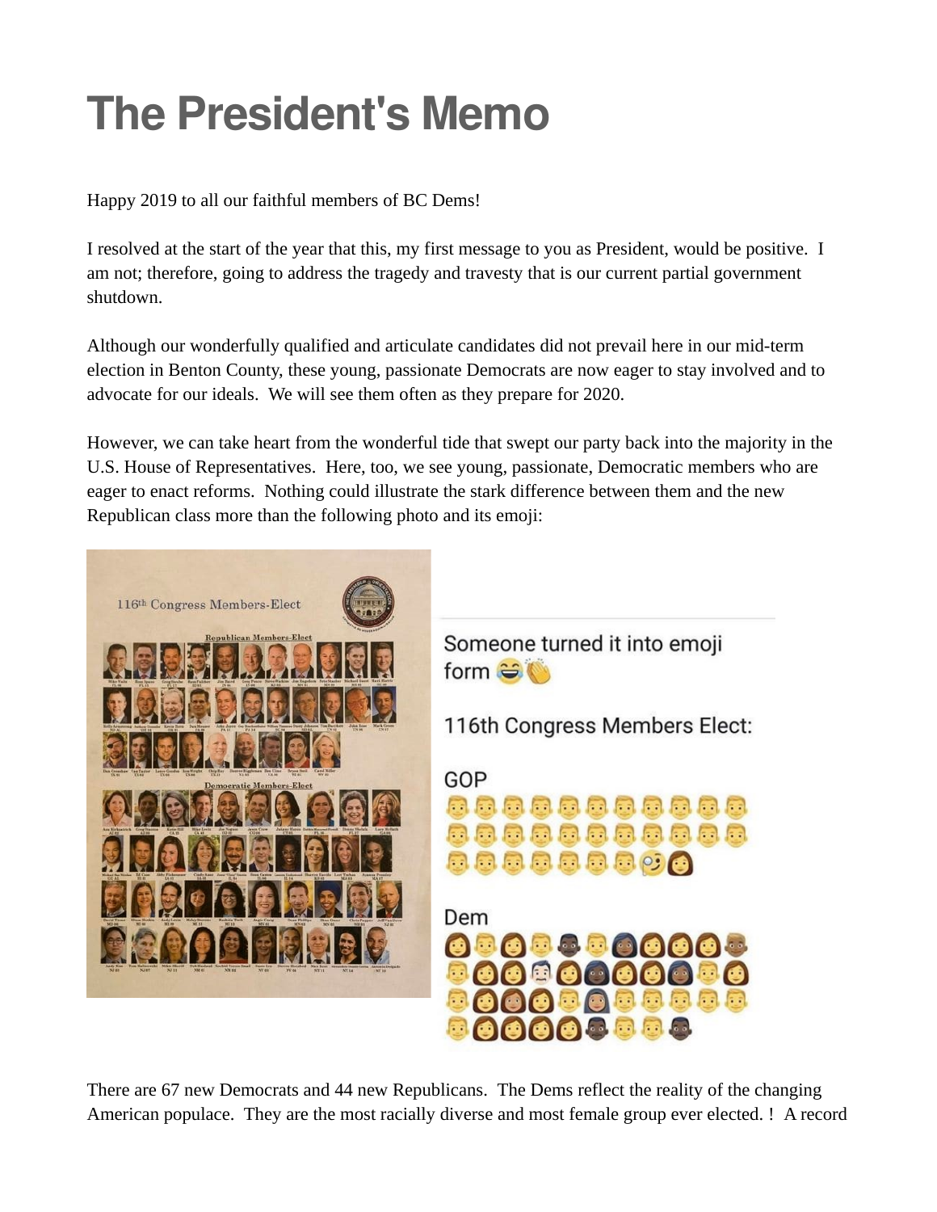# The President's Memo

Happy 2019 to all our faithful members of BC Dems!

I resolved at the start of the year that this, my first message to you as President, would be positive. I am not; therefore, going to address the tragedy and travesty that is our current partial government shutdown.

Although our wonderfully qualified and articulate candidates did not prevail here in our mid-term election in Benton County, these young, passionate Democrats are now eager to stay involved and to advocate for our ideals. We will see them often as they prepare for 2020.

However, we can take heart from the wonderful tide that swept our party back into the majority in the U.S. House of Representatives. Here, too, we see young, passionate, Democratic members who are eager to enact reforms. Nothing could illustrate the stark difference between them and the new Republican class more than the following photo and its emoji:

There are 67 new Democrats and 44 new Republicans. The Dems reflect the reality of the changing American populace. They are the most racially diverse and most female group ever elected. ! A record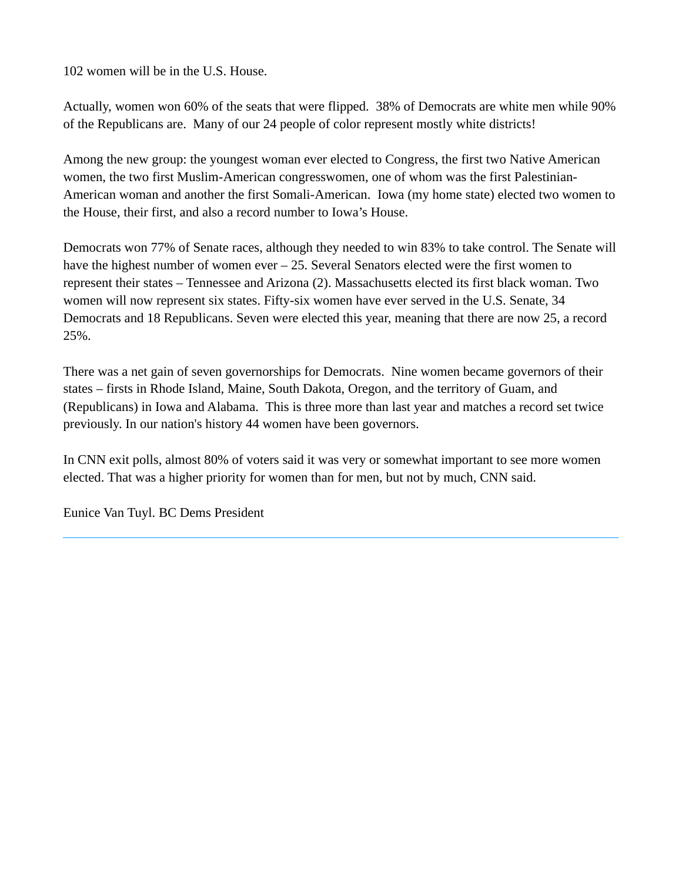102 women will be in the U.S. House.

Actually, women won 60% of the seats that were flipped. 38% of Democrats are white men while 90% of the Republicans are. Many of our 24 people of color represent mostly white districts!

Among the new group: the youngest woman ever elected to Congress, the first two Native American women, the two first Muslim-American congresswomen, one of whom was the first Palestinian-American woman and another the first Somali-American. Iowa (my home state) elected two women to the House, their first, and also a record number to Iowa's House.

Democrats won 77% of Senate races, although they needed to win 83% to take control. The Senate will have the highest number of women ever – 25. Several Senators elected were the first women to represent their states – Tennessee and Arizona (2). Massachusetts elected its first black woman. Two women will now represent six states. Fifty-six women have ever served in the U.S. Senate, 34 Democrats and 18 Republicans. Seven were elected this year, meaning that there are now 25, a record 25%.

There was a net gain of seven governorships for Democrats. Nine women became governors of their states – firsts in Rhode Island, Maine, South Dakota, Oregon, and the territory of Guam, and (Republicans) in Iowa and Alabama. This is three more than last year and matches a record set twice previously. In our nation's history 44 women have been governors.

In CNN exit polls, almost 80% of voters said it was very or somewhat important to see more women elected. That was a higher priority for women than for men, but not by much, CNN said.

Eunice Van Tuyl. BC Dems President

---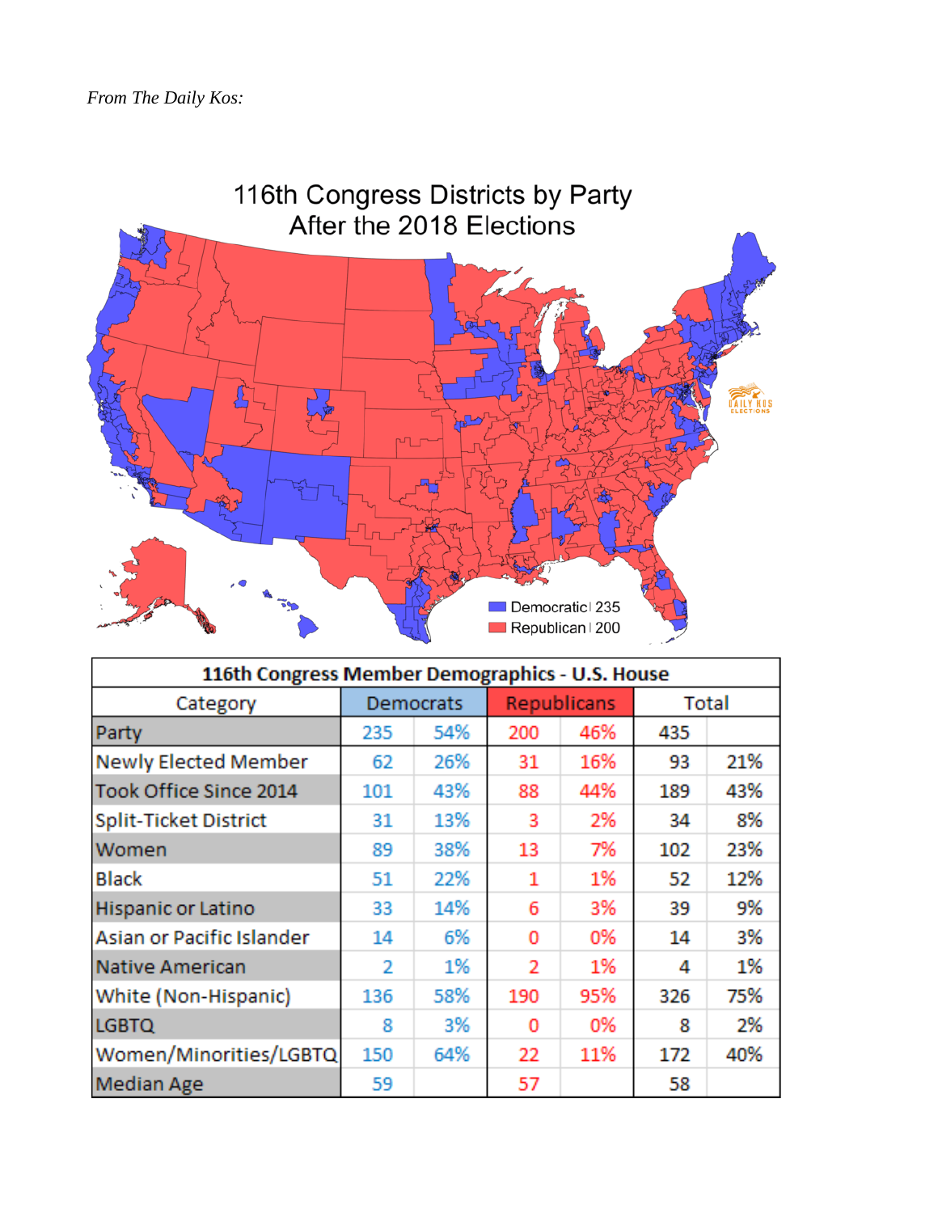*From The Daily Kos:*

116th Congress Districts by Party
After the 2018 Elections

Democratic | 235
Republican | 200

| 116th Congress Member Demographics - U.S. House | | | | | | |
|---|---|---|---|---|---|---|
| Category | Democrats | | Republicans | | Total | |
| Party | 235 | 54% | 200 | 46% | 435 | |
| Newly Elected Member | 62 | 26% | 31 | 16% | 93 | 21% |
| Took Office Since 2014 | 101 | 43% | 88 | 44% | 189 | 43% |
| Split-Ticket District | 31 | 13% | 3 | 2% | 34 | 8% |
| Women | 89 | 38% | 13 | 7% | 102 | 23% |
| Black | 51 | 22% | 1 | 1% | 52 | 12% |
| Hispanic or Latino | 33 | 14% | 6 | 3% | 39 | 9% |
| Asian or Pacific Islander | 14 | 6% | 0 | 0% | 14 | 3% |
| Native American | 2 | 1% | 2 | 1% | 4 | 1% |
| White (Non-Hispanic) | 136 | 58% | 190 | 95% | 326 | 75% |
| LGBTQ | 8 | 3% | 0 | 0% | 8 | 2% |
| Women/Minorities/LGBTQ | 150 | 64% | 22 | 11% | 172 | 40% |
| Median Age | 59 | | 57 | | 58 | |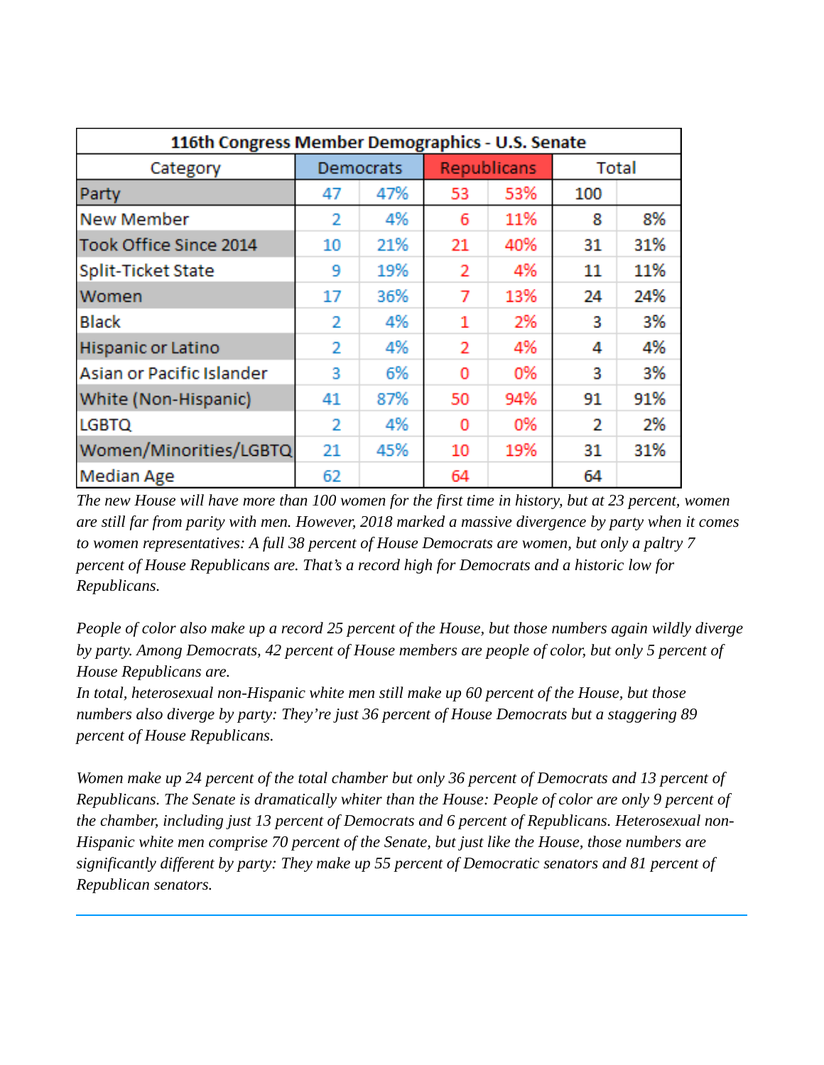| 116th Congress Member Demographics - U.S. Senate | | | | | | |
|---|---|---|---|---|---|---|
| Category | Democrats | | Republicans | | Total | |
| Party | 47 | 47% | 53 | 53% | 100 | |
| New Member | 2 | 4% | 6 | 11% | 8 | 8% |
| Took Office Since 2014 | 10 | 21% | 21 | 40% | 31 | 31% |
| Split-Ticket State | 9 | 19% | 2 | 4% | 11 | 11% |
| Women | 17 | 36% | 7 | 13% | 24 | 24% |
| Black | 2 | 4% | 1 | 2% | 3 | 3% |
| Hispanic or Latino | 2 | 4% | 2 | 4% | 4 | 4% |
| Asian or Pacific Islander | 3 | 6% | 0 | 0% | 3 | 3% |
| White (Non-Hispanic) | 41 | 87% | 50 | 94% | 91 | 91% |
| LGBTQ | 2 | 4% | 0 | 0% | 2 | 2% |
| Women/Minorities/LGBTQ | 21 | 45% | 10 | 19% | 31 | 31% |
| Median Age | 62 | | 64 | | 64 | |

*The new House will have more than 100 women for the first time in history, but at 23 percent, women are still far from parity with men. However, 2018 marked a massive divergence by party when it comes to women representatives: A full 38 percent of House Democrats are women, but only a paltry 7 percent of House Republicans are. That's a record high for Democrats and a historic low for Republicans.*

*People of color also make up a record 25 percent of the House, but those numbers again wildly diverge by party. Among Democrats, 42 percent of House members are people of color, but only 5 percent of House Republicans are.*
*In total, heterosexual non-Hispanic white men still make up 60 percent of the House, but those numbers also diverge by party: They're just 36 percent of House Democrats but a staggering 89 percent of House Republicans.*

*Women make up 24 percent of the total chamber but only 36 percent of Democrats and 13 percent of Republicans. The Senate is dramatically whiter than the House: People of color are only 9 percent of the chamber, including just 13 percent of Democrats and 6 percent of Republicans. Heterosexual non-Hispanic white men comprise 70 percent of the Senate, but just like the House, those numbers are significantly different by party: They make up 55 percent of Democratic senators and 81 percent of Republican senators.*

---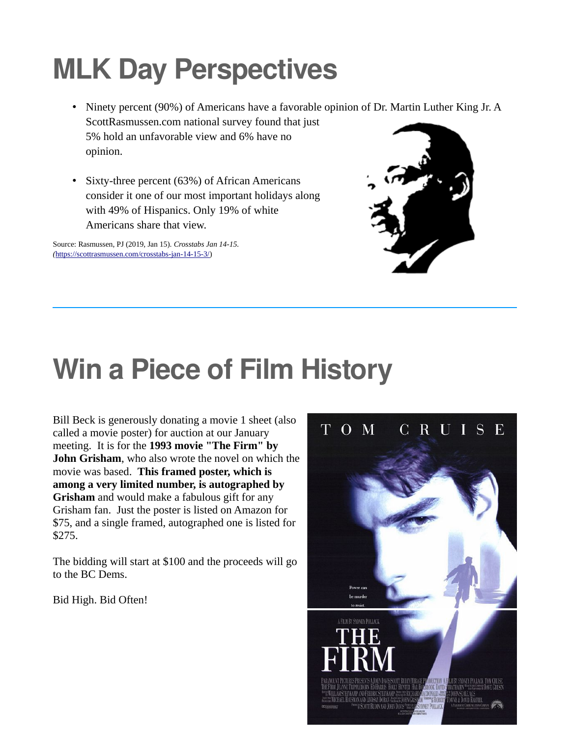# MLK Day Perspectives

- Ninety percent (90%) of Americans have a favorable opinion of Dr. Martin Luther King Jr. A ScottRasmussen.com national survey found that just 5% hold an unfavorable view and 6% have no opinion.
- Sixty-three percent (63%) of African Americans consider it one of our most important holidays along with 49% of Hispanics. Only 19% of white Americans share that view.

Source: Rasmussen, PJ (2019, Jan 15). *Crosstabs Jan 14-15*. (https://scottrasmussen.com/crosstabs-jan-14-15-3/)

---

# Win a Piece of Film History

Bill Beck is generously donating a movie 1 sheet (also called a movie poster) for auction at our January meeting. It is for the **1993 movie "The Firm" by John Grisham**, who also wrote the novel on which the movie was based. **This framed poster, which is among a very limited number, is autographed by Grisham** and would make a fabulous gift for any Grisham fan. Just the poster is listed on Amazon for $75, and a single framed, autographed one is listed for $275.

The bidding will start at $100 and the proceeds will go to the BC Dems.

Bid High. Bid Often!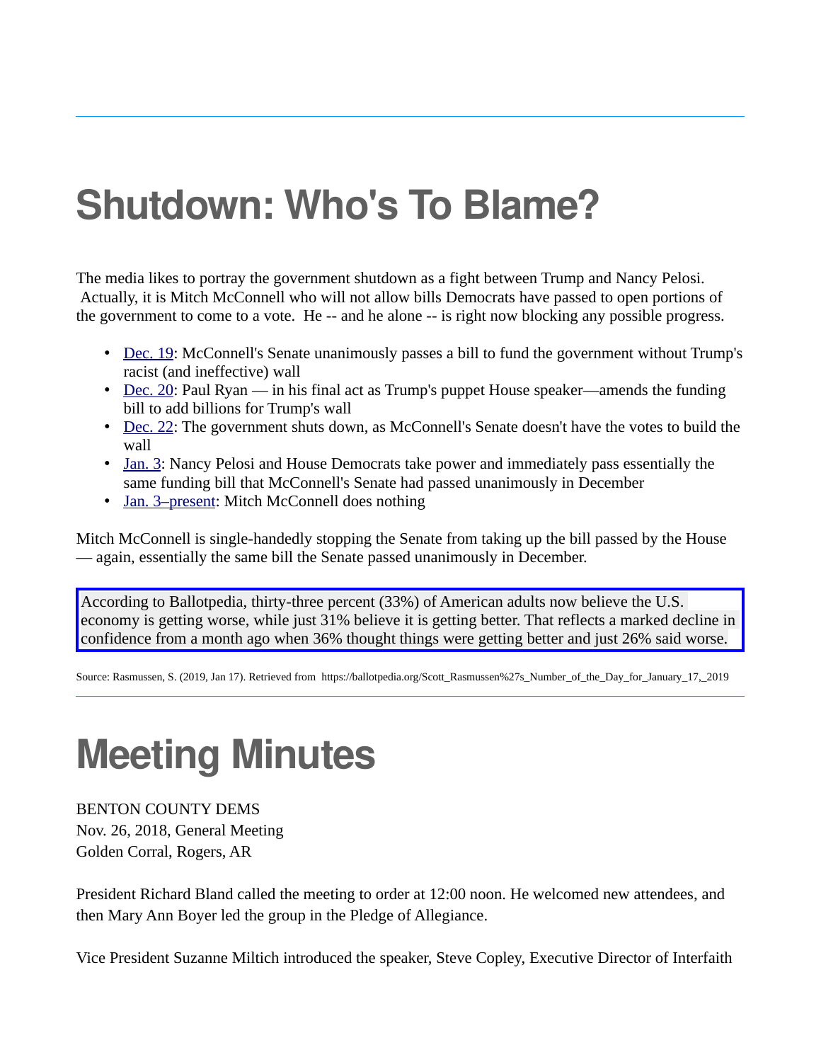# Shutdown: Who's To Blame?

The media likes to portray the government shutdown as a fight between Trump and Nancy Pelosi. Actually, it is Mitch McConnell who will not allow bills Democrats have passed to open portions of the government to come to a vote. He -- and he alone -- is right now blocking any possible progress.

- Dec. 19: McConnell's Senate unanimously passes a bill to fund the government without Trump's racist (and ineffective) wall
- Dec. 20: Paul Ryan — in his final act as Trump's puppet House speaker—amends the funding bill to add billions for Trump's wall
- Dec. 22: The government shuts down, as McConnell's Senate doesn't have the votes to build the wall
- Jan. 3: Nancy Pelosi and House Democrats take power and immediately pass essentially the same funding bill that McConnell's Senate had passed unanimously in December
- Jan. 3–present: Mitch McConnell does nothing

Mitch McConnell is single-handedly stopping the Senate from taking up the bill passed by the House — again, essentially the same bill the Senate passed unanimously in December.

According to Ballotpedia, thirty-three percent (33%) of American adults now believe the U.S. economy is getting worse, while just 31% believe it is getting better. That reflects a marked decline in confidence from a month ago when 36% thought things were getting better and just 26% said worse.

Source: Rasmussen, S. (2019, Jan 17). Retrieved from https://ballotpedia.org/Scott_Rasmussen%27s_Number_of_the_Day_for_January_17,_2019

---

# Meeting Minutes

BENTON COUNTY DEMS
Nov. 26, 2018, General Meeting
Golden Corral, Rogers, AR

President Richard Bland called the meeting to order at 12:00 noon. He welcomed new attendees, and then Mary Ann Boyer led the group in the Pledge of Allegiance.

Vice President Suzanne Miltich introduced the speaker, Steve Copley, Executive Director of Interfaith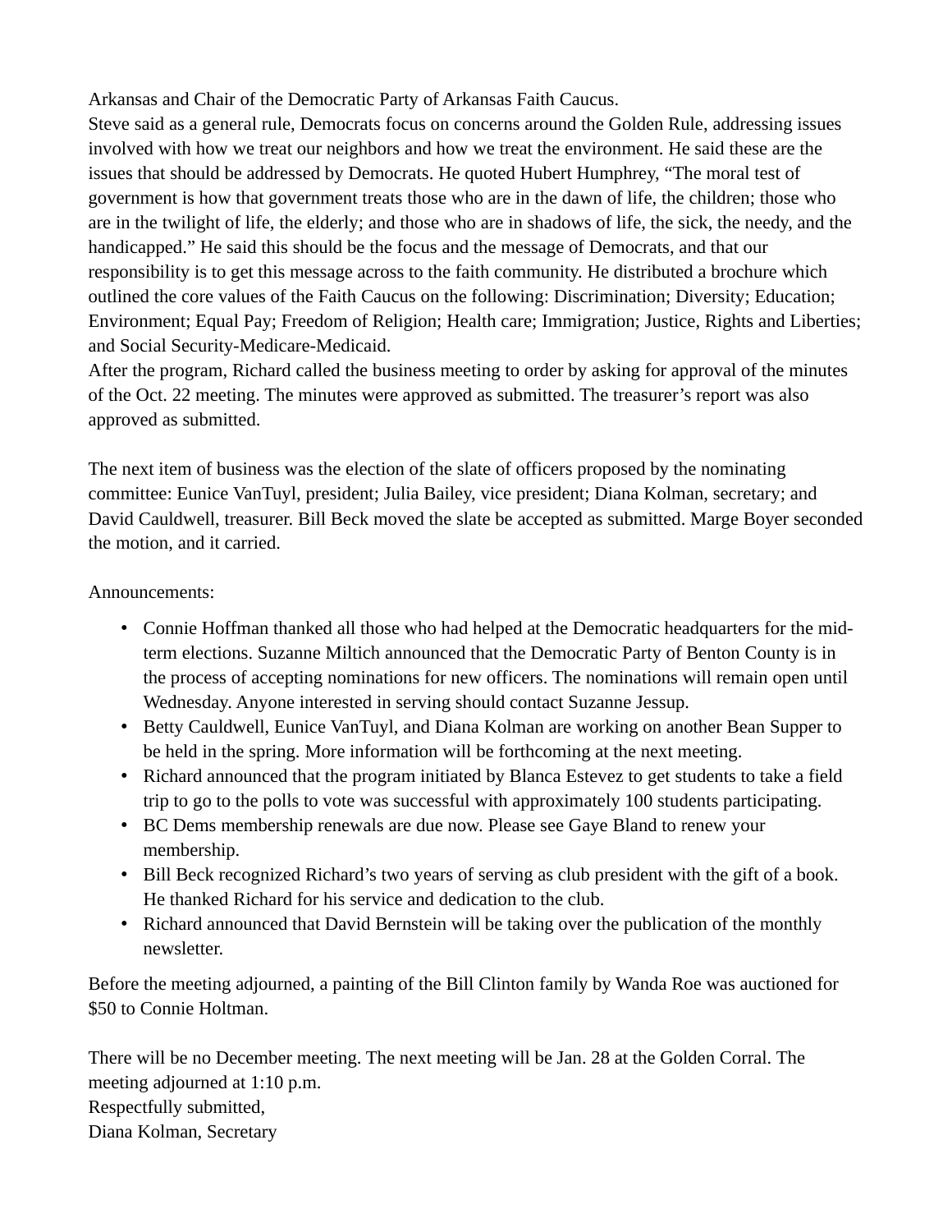Arkansas and Chair of the Democratic Party of Arkansas Faith Caucus.
Steve said as a general rule, Democrats focus on concerns around the Golden Rule, addressing issues involved with how we treat our neighbors and how we treat the environment. He said these are the issues that should be addressed by Democrats. He quoted Hubert Humphrey, "The moral test of government is how that government treats those who are in the dawn of life, the children; those who are in the twilight of life, the elderly; and those who are in shadows of life, the sick, the needy, and the handicapped." He said this should be the focus and the message of Democrats, and that our responsibility is to get this message across to the faith community. He distributed a brochure which outlined the core values of the Faith Caucus on the following: Discrimination; Diversity; Education; Environment; Equal Pay; Freedom of Religion; Health care; Immigration; Justice, Rights and Liberties; and Social Security-Medicare-Medicaid.
After the program, Richard called the business meeting to order by asking for approval of the minutes of the Oct. 22 meeting. The minutes were approved as submitted. The treasurer's report was also approved as submitted.

The next item of business was the election of the slate of officers proposed by the nominating committee: Eunice VanTuyl, president; Julia Bailey, vice president; Diana Kolman, secretary; and David Cauldwell, treasurer. Bill Beck moved the slate be accepted as submitted. Marge Boyer seconded the motion, and it carried.

Announcements:

- Connie Hoffman thanked all those who had helped at the Democratic headquarters for the mid-term elections. Suzanne Miltich announced that the Democratic Party of Benton County is in the process of accepting nominations for new officers. The nominations will remain open until Wednesday. Anyone interested in serving should contact Suzanne Jessup.
- Betty Cauldwell, Eunice VanTuyl, and Diana Kolman are working on another Bean Supper to be held in the spring. More information will be forthcoming at the next meeting.
- Richard announced that the program initiated by Blanca Estevez to get students to take a field trip to go to the polls to vote was successful with approximately 100 students participating.
- BC Dems membership renewals are due now. Please see Gaye Bland to renew your membership.
- Bill Beck recognized Richard's two years of serving as club president with the gift of a book. He thanked Richard for his service and dedication to the club.
- Richard announced that David Bernstein will be taking over the publication of the monthly newsletter.

Before the meeting adjourned, a painting of the Bill Clinton family by Wanda Roe was auctioned for $50 to Connie Holtman.

There will be no December meeting. The next meeting will be Jan. 28 at the Golden Corral. The meeting adjourned at 1:10 p.m.
Respectfully submitted,
Diana Kolman, Secretary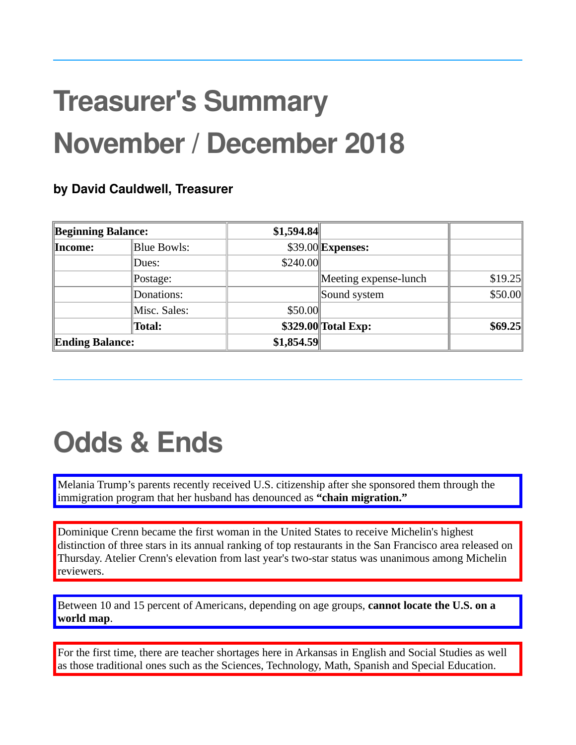# Treasurer's Summary November / December 2018

### by David Cauldwell, Treasurer

| **Beginning Balance:** | | **$1,594.84** | | |
|---|---|---|---|---|
| **Income:** | Blue Bowls: | $39.00 | **Expenses:** | |
| | Dues: | $240.00 | | |
| | Postage: | | Meeting expense-lunch | $19.25 |
| | Donations: | | Sound system | $50.00 |
| | Misc. Sales: | $50.00 | | |
| | **Total:** | **$329.00** | **Total Exp:** | **$69.25** |
| **Ending Balance:** | | **$1,854.59** | | |

# Odds & Ends

Melania Trump's parents recently received U.S. citizenship after she sponsored them through the immigration program that her husband has denounced as **"chain migration."**

Dominique Crenn became the first woman in the United States to receive Michelin's highest distinction of three stars in its annual ranking of top restaurants in the San Francisco area released on Thursday. Atelier Crenn's elevation from last year's two-star status was unanimous among Michelin reviewers.

Between 10 and 15 percent of Americans, depending on age groups, **cannot locate the U.S. on a world map**.

For the first time, there are teacher shortages here in Arkansas in English and Social Studies as well as those traditional ones such as the Sciences, Technology, Math, Spanish and Special Education.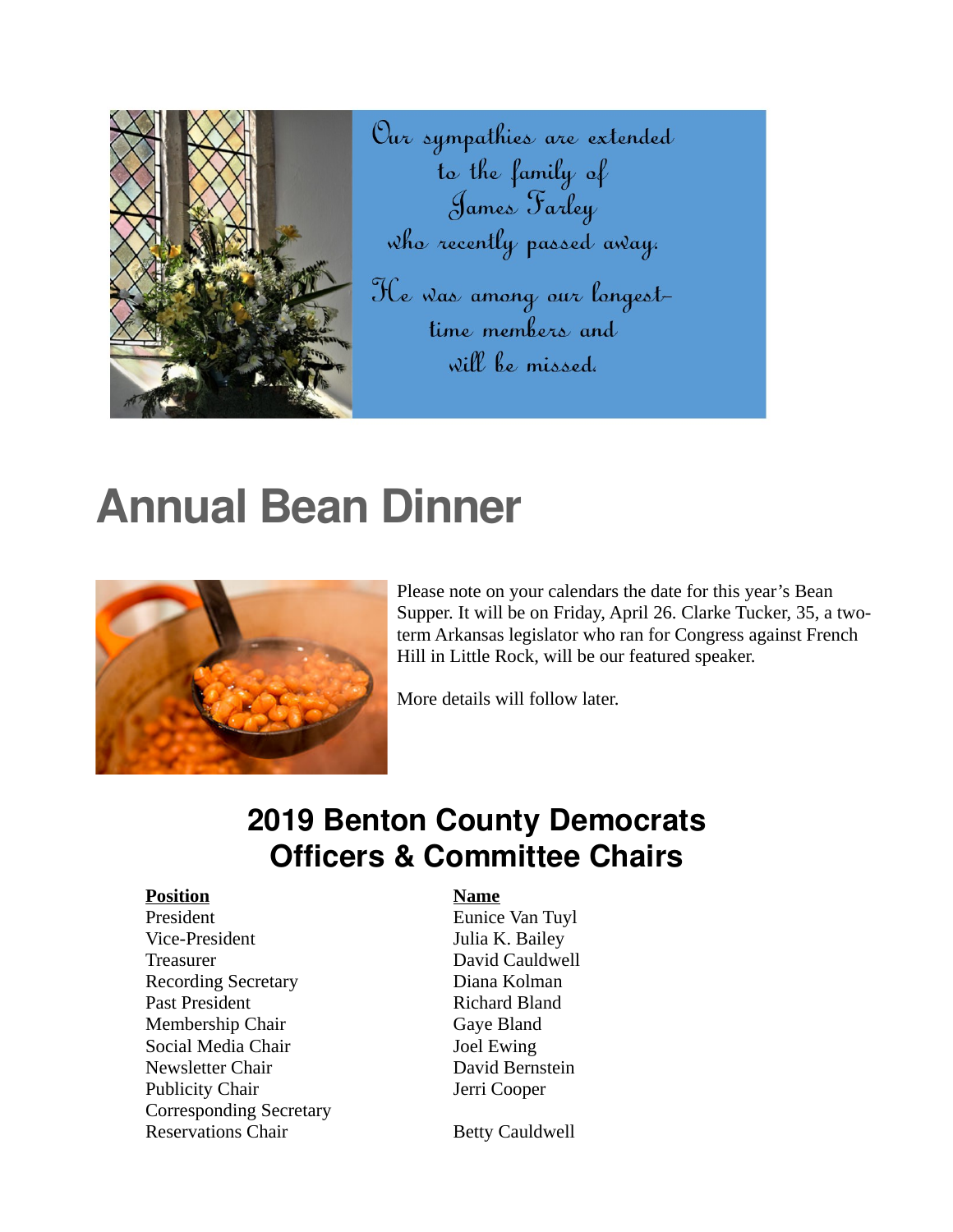Our sympathies are extended to the family of James Farley who recently passed away.

He was among our longest-time members and will be missed.

# Annual Bean Dinner

Please note on your calendars the date for this year's Bean Supper. It will be on Friday, April 26. Clarke Tucker, 35, a two-term Arkansas legislator who ran for Congress against French Hill in Little Rock, will be our featured speaker.

More details will follow later.

## 2019 Benton County Democrats Officers & Committee Chairs

| Position | Name |
|---|---|
| President | Eunice Van Tuyl |
| Vice-President | Julia K. Bailey |
| Treasurer | David Cauldwell |
| Recording Secretary | Diana Kolman |
| Past President | Richard Bland |
| Membership Chair | Gaye Bland |
| Social Media Chair | Joel Ewing |
| Newsletter Chair | David Bernstein |
| Publicity Chair | Jerri Cooper |
| Corresponding Secretary | |
| Reservations Chair | Betty Cauldwell |